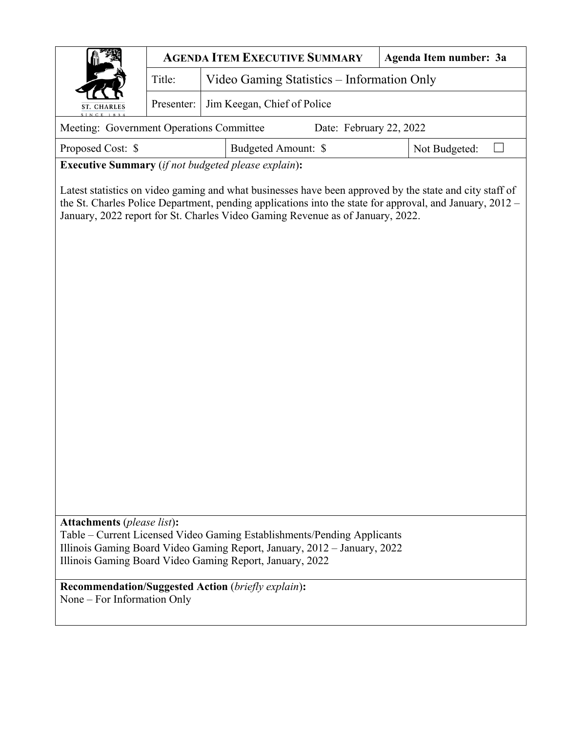| ST. CHARLES SINCE 1834 | **AGENDA ITEM EXECUTIVE SUMMARY** | | **Agenda Item number: 3a** |
|---|---|---|---|
| | Title: | Video Gaming Statistics – Information Only | |
| | Presenter: | Jim Keegan, Chief of Police | |

| Meeting: Government Operations Committee | Date: February 22, 2022 | |
|---|---|---|
| Proposed Cost: $ | Budgeted Amount: $ | Not Budgeted: ☐ |

**Executive Summary** (*if not budgeted please explain*)**:**

Latest statistics on video gaming and what businesses have been approved by the state and city staff of the St. Charles Police Department, pending applications into the state for approval, and January, 2012 – January, 2022 report for St. Charles Video Gaming Revenue as of January, 2022.

**Attachments** (*please list*)**:**

Table – Current Licensed Video Gaming Establishments/Pending Applicants
Illinois Gaming Board Video Gaming Report, January, 2012 – January, 2022
Illinois Gaming Board Video Gaming Report, January, 2022

**Recommendation/Suggested Action** (*briefly explain*)**:**

None – For Information Only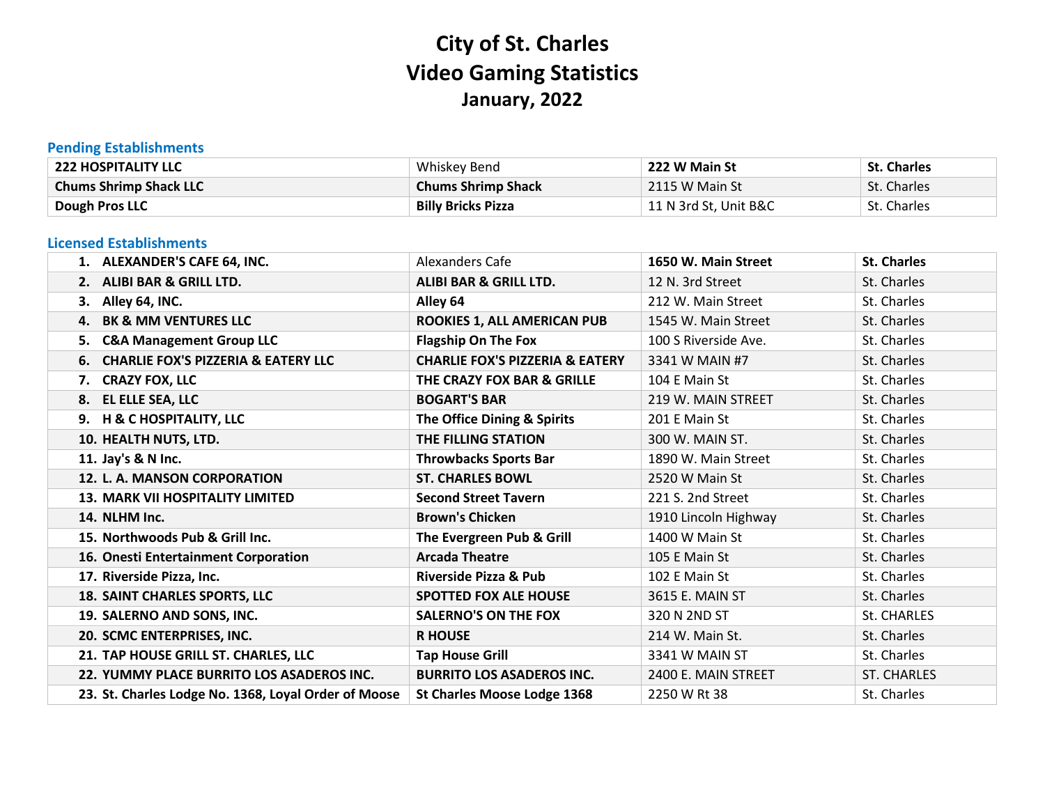# City of St. Charles
# Video Gaming Statistics
## January, 2022

### Pending Establishments

| | | | |
|---|---|---|---|
| **222 HOSPITALITY LLC** | Whiskey Bend | **222 W Main St** | **St. Charles** |
| **Chums Shrimp Shack LLC** | **Chums Shrimp Shack** | 2115 W Main St | St. Charles |
| **Dough Pros LLC** | **Billy Bricks Pizza** | 11 N 3rd St, Unit B&C | St. Charles |

### Licensed Establishments

| | | | |
|---|---|---|---|
| **1. ALEXANDER'S CAFE 64, INC.** | Alexanders Cafe | **1650 W. Main Street** | **St. Charles** |
| **2. ALIBI BAR & GRILL LTD.** | **ALIBI BAR & GRILL LTD.** | 12 N. 3rd Street | St. Charles |
| **3. Alley 64, INC.** | **Alley 64** | 212 W. Main Street | St. Charles |
| **4. BK & MM VENTURES LLC** | **ROOKIES 1, ALL AMERICAN PUB** | 1545 W. Main Street | St. Charles |
| **5. C&A Management Group LLC** | **Flagship On The Fox** | 100 S Riverside Ave. | St. Charles |
| **6. CHARLIE FOX'S PIZZERIA & EATERY LLC** | **CHARLIE FOX'S PIZZERIA & EATERY** | 3341 W MAIN #7 | St. Charles |
| **7. CRAZY FOX, LLC** | **THE CRAZY FOX BAR & GRILLE** | 104 E Main St | St. Charles |
| **8. EL ELLE SEA, LLC** | **BOGART'S BAR** | 219 W. MAIN STREET | St. Charles |
| **9. H & C HOSPITALITY, LLC** | **The Office Dining & Spirits** | 201 E Main St | St. Charles |
| **10. HEALTH NUTS, LTD.** | **THE FILLING STATION** | 300 W. MAIN ST. | St. Charles |
| **11. Jay's & N Inc.** | **Throwbacks Sports Bar** | 1890 W. Main Street | St. Charles |
| **12. L. A. MANSON CORPORATION** | **ST. CHARLES BOWL** | 2520 W Main St | St. Charles |
| **13. MARK VII HOSPITALITY LIMITED** | **Second Street Tavern** | 221 S. 2nd Street | St. Charles |
| **14. NLHM Inc.** | **Brown's Chicken** | 1910 Lincoln Highway | St. Charles |
| **15. Northwoods Pub & Grill Inc.** | **The Evergreen Pub & Grill** | 1400 W Main St | St. Charles |
| **16. Onesti Entertainment Corporation** | **Arcada Theatre** | 105 E Main St | St. Charles |
| **17. Riverside Pizza, Inc.** | **Riverside Pizza & Pub** | 102 E Main St | St. Charles |
| **18. SAINT CHARLES SPORTS, LLC** | **SPOTTED FOX ALE HOUSE** | 3615 E. MAIN ST | St. Charles |
| **19. SALERNO AND SONS, INC.** | **SALERNO'S ON THE FOX** | 320 N 2ND ST | St. CHARLES |
| **20. SCMC ENTERPRISES, INC.** | **R HOUSE** | 214 W. Main St. | St. Charles |
| **21. TAP HOUSE GRILL ST. CHARLES, LLC** | **Tap House Grill** | 3341 W MAIN ST | St. Charles |
| **22. YUMMY PLACE BURRITO LOS ASADEROS INC.** | **BURRITO LOS ASADEROS INC.** | 2400 E. MAIN STREET | ST. CHARLES |
| **23. St. Charles Lodge No. 1368, Loyal Order of Moose** | **St Charles Moose Lodge 1368** | 2250 W Rt 38 | St. Charles |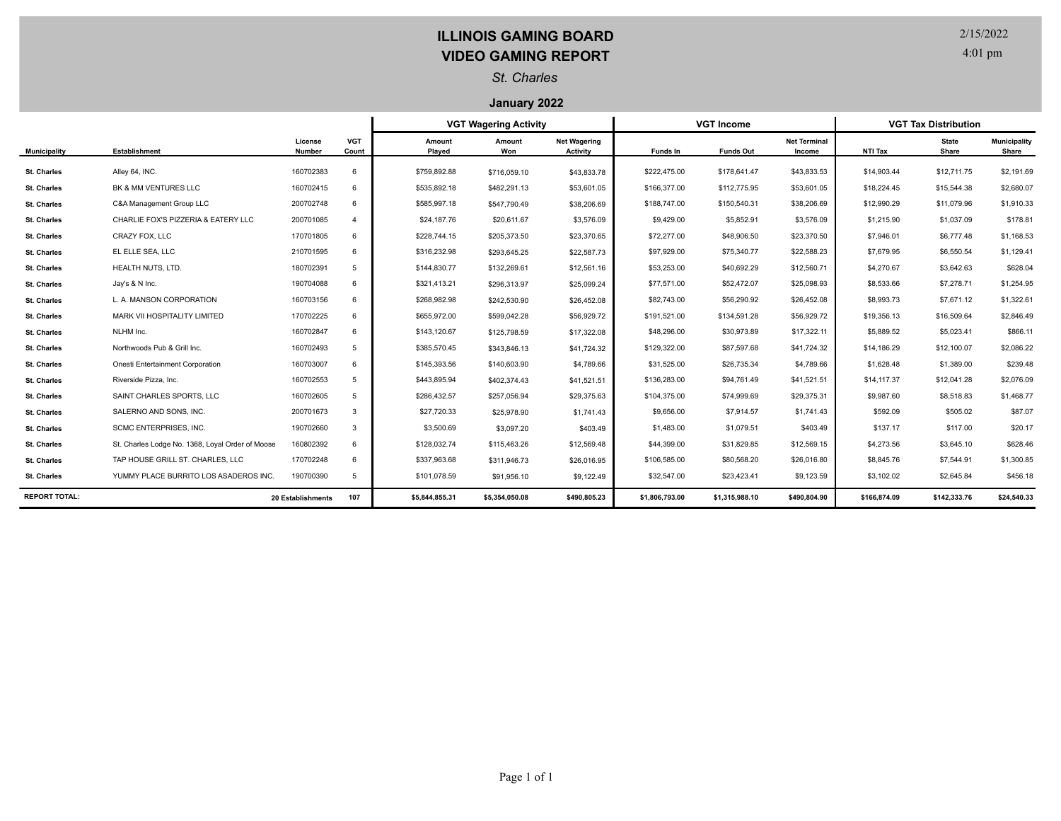# ILLINOIS GAMING BOARD
# VIDEO GAMING REPORT

*St. Charles*

**January 2022**

2/15/2022
4:01 pm

| | | | | VGT Wagering Activity | | | VGT Income | | | VGT Tax Distribution | | |
|---|---|---|---|---|---|---|---|---|---|---|---|---|
| **Municipality** | **Establishment** | **License Number** | **VGT Count** | **Amount Played** | **Amount Won** | **Net Wagering Activity** | **Funds In** | **Funds Out** | **Net Terminal Income** | **NTI Tax** | **State Share** | **Municipality Share** |
| St. Charles | Alley 64, INC. | 160702383 | 6 | $759,892.88 | $716,059.10 | $43,833.78 | $222,475.00 | $178,641.47 | $43,833.53 | $14,903.44 | $12,711.75 | $2,191.69 |
| St. Charles | BK & MM VENTURES LLC | 160702415 | 6 | $535,892.18 | $482,291.13 | $53,601.05 | $166,377.00 | $112,775.95 | $53,601.05 | $18,224.45 | $15,544.38 | $2,680.07 |
| St. Charles | C&A Management Group LLC | 200702748 | 6 | $585,997.18 | $547,790.49 | $38,206.69 | $188,747.00 | $150,540.31 | $38,206.69 | $12,990.29 | $11,079.96 | $1,910.33 |
| St. Charles | CHARLIE FOX'S PIZZERIA & EATERY LLC | 200701085 | 4 | $24,187.76 | $20,611.67 | $3,576.09 | $9,429.00 | $5,852.91 | $3,576.09 | $1,215.90 | $1,037.09 | $178.81 |
| St. Charles | CRAZY FOX, LLC | 170701805 | 6 | $228,744.15 | $205,373.50 | $23,370.65 | $72,277.00 | $48,906.50 | $23,370.50 | $7,946.01 | $6,777.48 | $1,168.53 |
| St. Charles | EL ELLE SEA, LLC | 210701595 | 6 | $316,232.98 | $293,645.25 | $22,587.73 | $97,929.00 | $75,340.77 | $22,588.23 | $7,679.95 | $6,550.54 | $1,129.41 |
| St. Charles | HEALTH NUTS, LTD. | 180702391 | 5 | $144,830.77 | $132,269.61 | $12,561.16 | $53,253.00 | $40,692.29 | $12,560.71 | $4,270.67 | $3,642.63 | $628.04 |
| St. Charles | Jay's & N Inc. | 190704088 | 6 | $321,413.21 | $296,313.97 | $25,099.24 | $77,571.00 | $52,472.07 | $25,098.93 | $8,533.66 | $7,278.71 | $1,254.95 |
| St. Charles | L. A. MANSON CORPORATION | 160703156 | 6 | $268,982.98 | $242,530.90 | $26,452.08 | $82,743.00 | $56,290.92 | $26,452.08 | $8,993.73 | $7,671.12 | $1,322.61 |
| St. Charles | MARK VII HOSPITALITY LIMITED | 170702225 | 6 | $655,972.00 | $599,042.28 | $56,929.72 | $191,521.00 | $134,591.28 | $56,929.72 | $19,356.13 | $16,509.64 | $2,846.49 |
| St. Charles | NLHM Inc. | 160702847 | 6 | $143,120.67 | $125,798.59 | $17,322.08 | $48,296.00 | $30,973.89 | $17,322.11 | $5,889.52 | $5,023.41 | $866.11 |
| St. Charles | Northwoods Pub & Grill Inc. | 160702493 | 5 | $385,570.45 | $343,846.13 | $41,724.32 | $129,322.00 | $87,597.68 | $41,724.32 | $14,186.29 | $12,100.07 | $2,086.22 |
| St. Charles | Onesti Entertainment Corporation | 160703007 | 6 | $145,393.56 | $140,603.90 | $4,789.66 | $31,525.00 | $26,735.34 | $4,789.66 | $1,628.48 | $1,389.00 | $239.48 |
| St. Charles | Riverside Pizza, Inc. | 160702553 | 5 | $443,895.94 | $402,374.43 | $41,521.51 | $136,283.00 | $94,761.49 | $41,521.51 | $14,117.37 | $12,041.28 | $2,076.09 |
| St. Charles | SAINT CHARLES SPORTS, LLC | 160702605 | 5 | $286,432.57 | $257,056.94 | $29,375.63 | $104,375.00 | $74,999.69 | $29,375.31 | $9,987.60 | $8,518.83 | $1,468.77 |
| St. Charles | SALERNO AND SONS, INC. | 200701673 | 3 | $27,720.33 | $25,978.90 | $1,741.43 | $9,656.00 | $7,914.57 | $1,741.43 | $592.09 | $505.02 | $87.07 |
| St. Charles | SCMC ENTERPRISES, INC. | 190702660 | 3 | $3,500.69 | $3,097.20 | $403.49 | $1,483.00 | $1,079.51 | $403.49 | $137.17 | $117.00 | $20.17 |
| St. Charles | St. Charles Lodge No. 1368, Loyal Order of Moose | 160802392 | 6 | $128,032.74 | $115,463.26 | $12,569.48 | $44,399.00 | $31,829.85 | $12,569.15 | $4,273.56 | $3,645.10 | $628.46 |
| St. Charles | TAP HOUSE GRILL ST. CHARLES, LLC | 170702248 | 6 | $337,963.68 | $311,946.73 | $26,016.95 | $106,585.00 | $80,568.20 | $26,016.80 | $8,845.76 | $7,544.91 | $1,300.85 |
| St. Charles | YUMMY PLACE BURRITO LOS ASADEROS INC. | 190700390 | 5 | $101,078.59 | $91,956.10 | $9,122.49 | $32,547.00 | $23,423.41 | $9,123.59 | $3,102.02 | $2,645.84 | $456.18 |
| **REPORT TOTAL:** | | **20 Establishments** | **107** | **$5,844,855.31** | **$5,354,050.08** | **$490,805.23** | **$1,806,793.00** | **$1,315,988.10** | **$490,804.90** | **$166,874.09** | **$142,333.76** | **$24,540.33** |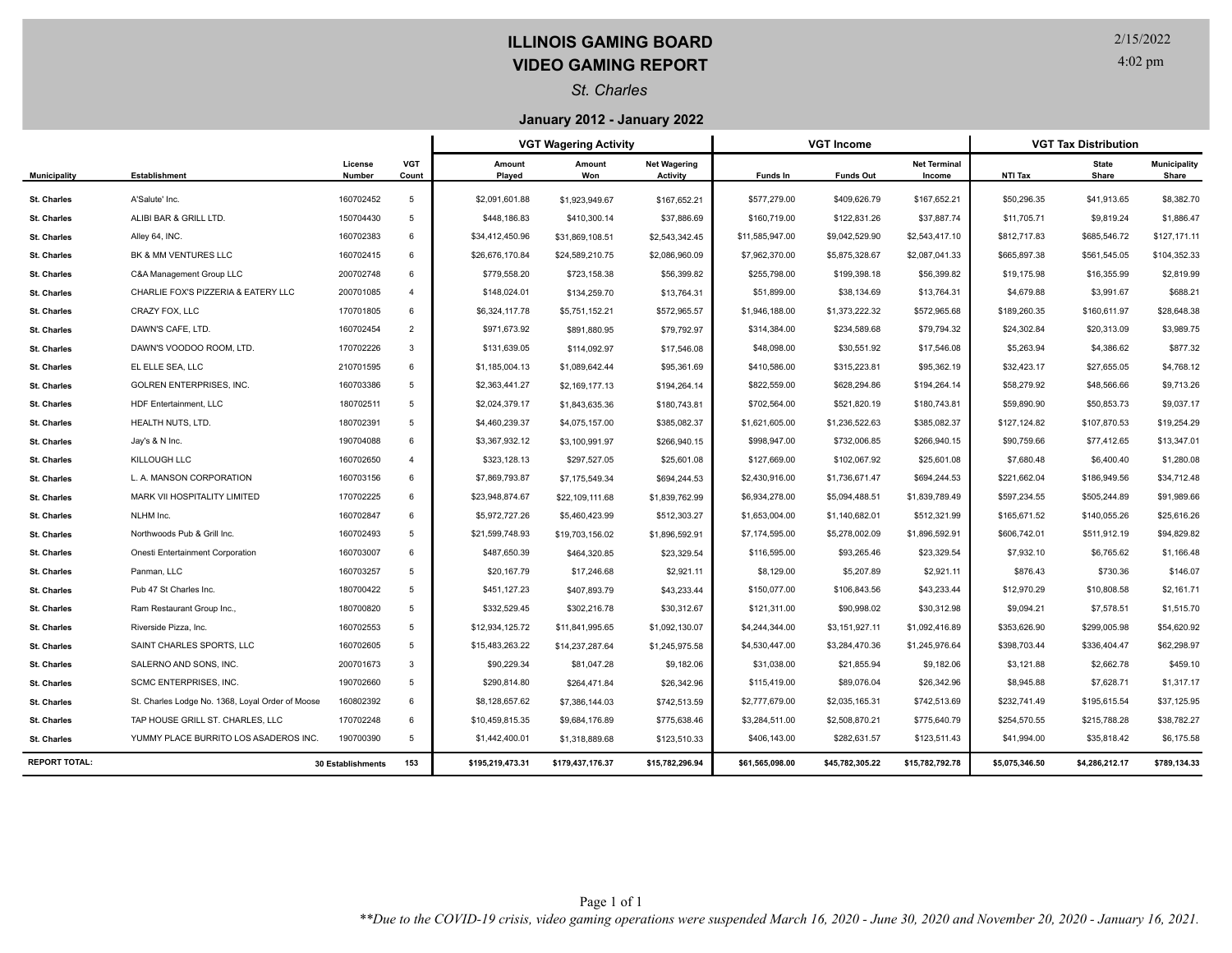# ILLINOIS GAMING BOARD
## VIDEO GAMING REPORT

*St. Charles*

**January 2012 - January 2022**

2/15/2022
4:02 pm

| | | | | VGT Wagering Activity | | | VGT Income | | | VGT Tax Distribution | | |
|---|---|---|---|---|---|---|---|---|---|---|---|---|
| **Municipality** | **Establishment** | **License Number** | **VGT Count** | **Amount Played** | **Amount Won** | **Net Wagering Activity** | **Funds In** | **Funds Out** | **Net Terminal Income** | **NTI Tax** | **State Share** | **Municipality Share** |
| **St. Charles** | A'Salute' Inc. | 160702452 | 5 | $2,091,601.88 | $1,923,949.67 | $167,652.21 | $577,279.00 | $409,626.79 | $167,652.21 | $50,296.35 | $41,913.65 | $8,382.70 |
| **St. Charles** | ALIBI BAR & GRILL LTD. | 150704430 | 5 | $448,186.83 | $410,300.14 | $37,886.69 | $160,719.00 | $122,831.26 | $37,887.74 | $11,705.71 | $9,819.24 | $1,886.47 |
| **St. Charles** | Alley 64, INC. | 160702383 | 6 | $34,412,450.96 | $31,869,108.51 | $2,543,342.45 | $11,585,947.00 | $9,042,529.90 | $2,543,417.10 | $812,717.83 | $685,546.72 | $127,171.11 |
| **St. Charles** | BK & MM VENTURES LLC | 160702415 | 6 | $26,676,170.84 | $24,589,210.75 | $2,086,960.09 | $7,962,370.00 | $5,875,328.67 | $2,087,041.33 | $665,897.38 | $561,545.05 | $104,352.33 |
| **St. Charles** | C&A Management Group LLC | 200702748 | 6 | $779,558.20 | $723,158.38 | $56,399.82 | $255,798.00 | $199,398.18 | $56,399.82 | $19,175.98 | $16,355.99 | $2,819.99 |
| **St. Charles** | CHARLIE FOX'S PIZZERIA & EATERY LLC | 200701085 | 4 | $148,024.01 | $134,259.70 | $13,764.31 | $51,899.00 | $38,134.69 | $13,764.31 | $4,679.88 | $3,991.67 | $688.21 |
| **St. Charles** | CRAZY FOX, LLC | 170701805 | 6 | $6,324,117.78 | $5,751,152.21 | $572,965.57 | $1,946,188.00 | $1,373,222.32 | $572,965.68 | $189,260.35 | $160,611.97 | $28,648.38 |
| **St. Charles** | DAWN'S CAFE, LTD. | 160702454 | 2 | $971,673.92 | $891,880.95 | $79,792.97 | $314,384.00 | $234,589.68 | $79,794.32 | $24,302.84 | $20,313.09 | $3,989.75 |
| **St. Charles** | DAWN'S VOODOO ROOM, LTD. | 170702226 | 3 | $131,639.05 | $114,092.97 | $17,546.08 | $48,098.00 | $30,551.92 | $17,546.08 | $5,263.94 | $4,386.62 | $877.32 |
| **St. Charles** | EL ELLE SEA, LLC | 210701595 | 6 | $1,185,004.13 | $1,089,642.44 | $95,361.69 | $410,586.00 | $315,223.81 | $95,362.19 | $32,423.17 | $27,655.05 | $4,768.12 |
| **St. Charles** | GOLREN ENTERPRISES, INC. | 160703386 | 5 | $2,363,441.27 | $2,169,177.13 | $194,264.14 | $822,559.00 | $628,294.86 | $194,264.14 | $58,279.92 | $48,566.66 | $9,713.26 |
| **St. Charles** | HDF Entertainment, LLC | 180702511 | 5 | $2,024,379.17 | $1,843,635.36 | $180,743.81 | $702,564.00 | $521,820.19 | $180,743.81 | $59,890.90 | $50,853.73 | $9,037.17 |
| **St. Charles** | HEALTH NUTS, LTD. | 180702391 | 5 | $4,460,239.37 | $4,075,157.00 | $385,082.37 | $1,621,605.00 | $1,236,522.63 | $385,082.37 | $127,124.82 | $107,870.53 | $19,254.29 |
| **St. Charles** | Jay's & N Inc. | 190704088 | 6 | $3,367,932.12 | $3,100,991.97 | $266,940.15 | $998,947.00 | $732,006.85 | $266,940.15 | $90,759.66 | $77,412.65 | $13,347.01 |
| **St. Charles** | KILLOUGH LLC | 160702650 | 4 | $323,128.13 | $297,527.05 | $25,601.08 | $127,669.00 | $102,067.92 | $25,601.08 | $7,680.48 | $6,400.40 | $1,280.08 |
| **St. Charles** | L. A. MANSON CORPORATION | 160703156 | 6 | $7,869,793.87 | $7,175,549.34 | $694,244.53 | $2,430,916.00 | $1,736,671.47 | $694,244.53 | $221,662.04 | $186,949.56 | $34,712.48 |
| **St. Charles** | MARK VII HOSPITALITY LIMITED | 170702225 | 6 | $23,948,874.67 | $22,109,111.68 | $1,839,762.99 | $6,934,278.00 | $5,094,488.51 | $1,839,789.49 | $597,234.55 | $505,244.89 | $91,989.66 |
| **St. Charles** | NLHM Inc. | 160702847 | 6 | $5,972,727.26 | $5,460,423.99 | $512,303.27 | $1,653,004.00 | $1,140,682.01 | $512,321.99 | $165,671.52 | $140,055.26 | $25,616.26 |
| **St. Charles** | Northwoods Pub & Grill Inc. | 160702493 | 5 | $21,599,748.93 | $19,703,156.02 | $1,896,592.91 | $7,174,595.00 | $5,278,002.09 | $1,896,592.91 | $606,742.01 | $511,912.19 | $94,829.82 |
| **St. Charles** | Onesti Entertainment Corporation | 160703007 | 6 | $487,650.39 | $464,320.85 | $23,329.54 | $116,595.00 | $93,265.46 | $23,329.54 | $7,932.10 | $6,765.62 | $1,166.48 |
| **St. Charles** | Panman, LLC | 160703257 | 5 | $20,167.79 | $17,246.68 | $2,921.11 | $8,129.00 | $5,207.89 | $2,921.11 | $876.43 | $730.36 | $146.07 |
| **St. Charles** | Pub 47 St Charles Inc. | 180700422 | 5 | $451,127.23 | $407,893.79 | $43,233.44 | $150,077.00 | $106,843.56 | $43,233.44 | $12,970.29 | $10,808.58 | $2,161.71 |
| **St. Charles** | Ram Restaurant Group Inc., | 180700820 | 5 | $332,529.45 | $302,216.78 | $30,312.67 | $121,311.00 | $90,998.02 | $30,312.98 | $9,094.21 | $7,578.51 | $1,515.70 |
| **St. Charles** | Riverside Pizza, Inc. | 160702553 | 5 | $12,934,125.72 | $11,841,995.65 | $1,092,130.07 | $4,244,344.00 | $3,151,927.11 | $1,092,416.89 | $353,626.90 | $299,005.98 | $54,620.92 |
| **St. Charles** | SAINT CHARLES SPORTS, LLC | 160702605 | 5 | $15,483,263.22 | $14,237,287.64 | $1,245,975.58 | $4,530,447.00 | $3,284,470.36 | $1,245,976.64 | $398,703.44 | $336,404.47 | $62,298.97 |
| **St. Charles** | SALERNO AND SONS, INC. | 200701673 | 3 | $90,229.34 | $81,047.28 | $9,182.06 | $31,038.00 | $21,855.94 | $9,182.06 | $3,121.88 | $2,662.78 | $459.10 |
| **St. Charles** | SCMC ENTERPRISES, INC. | 190702660 | 5 | $290,814.80 | $264,471.84 | $26,342.96 | $115,419.00 | $89,076.04 | $26,342.96 | $8,945.88 | $7,628.71 | $1,317.17 |
| **St. Charles** | St. Charles Lodge No. 1368, Loyal Order of Moose | 160802392 | 6 | $8,128,657.62 | $7,386,144.03 | $742,513.59 | $2,777,679.00 | $2,035,165.31 | $742,513.69 | $232,741.49 | $195,615.54 | $37,125.95 |
| **St. Charles** | TAP HOUSE GRILL ST. CHARLES, LLC | 170702248 | 6 | $10,459,815.35 | $9,684,176.89 | $775,638.46 | $3,284,511.00 | $2,508,870.21 | $775,640.79 | $254,570.55 | $215,788.28 | $38,782.27 |
| **St. Charles** | YUMMY PLACE BURRITO LOS ASADEROS INC. | 190700390 | 5 | $1,442,400.01 | $1,318,889.68 | $123,510.33 | $406,143.00 | $282,631.57 | $123,511.43 | $41,994.00 | $35,818.42 | $6,175.58 |
| **REPORT TOTAL:** | | **30 Establishments** | **153** | **$195,219,473.31** | **$179,437,176.37** | **$15,782,296.94** | **$61,565,098.00** | **$45,782,305.22** | **$15,782,792.78** | **$5,075,346.50** | **$4,286,212.17** | **$789,134.33** |

*\*\*Due to the COVID-19 crisis, video gaming operations were suspended March 16, 2020 - June 30, 2020 and November 20, 2020 - January 16, 2021.*